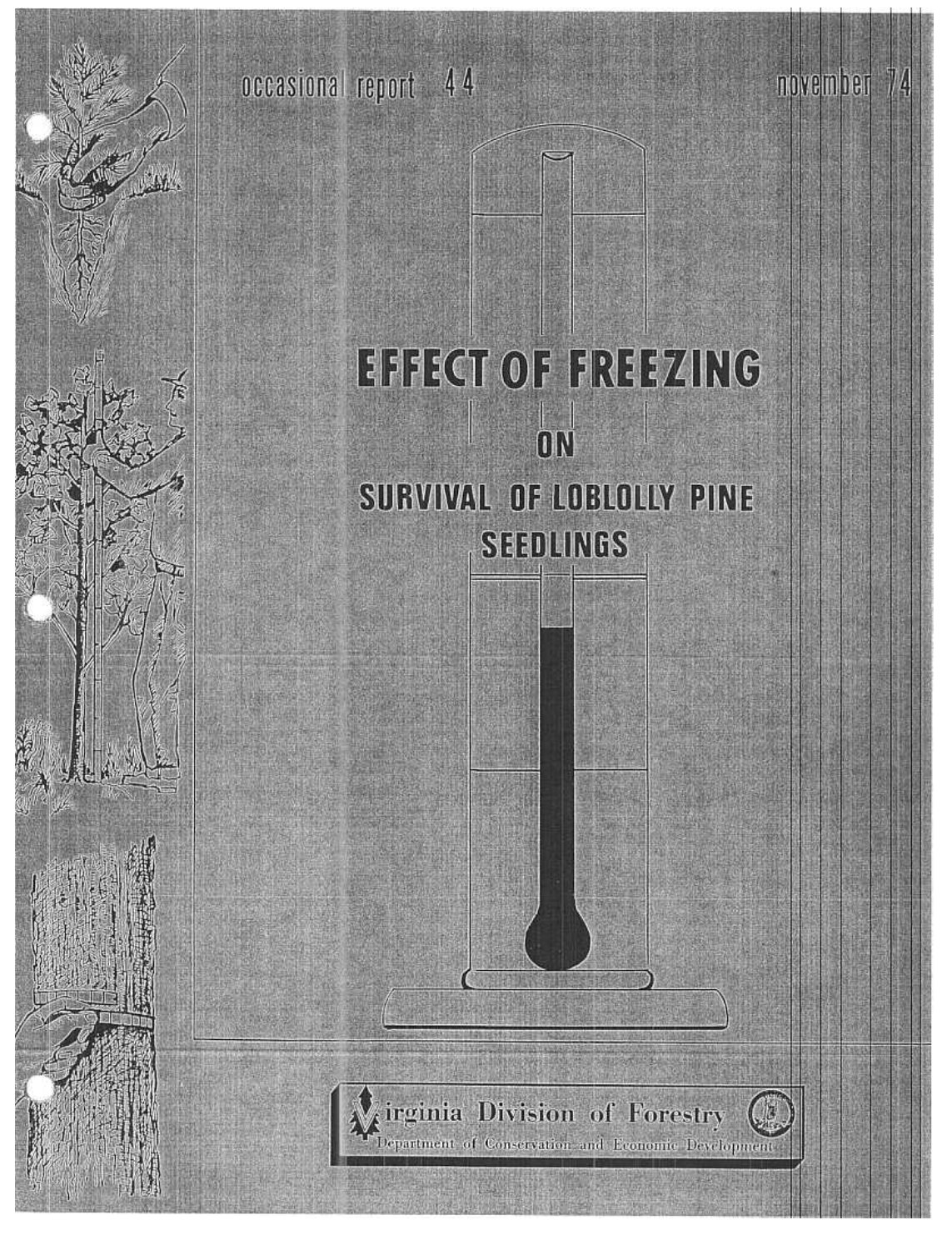occasional report 44

november 74

# EFFECT OF FREEZING ON SURVIVAL OF LOBLOLLY PINE SEEDLINGS

Virginia Division of Forestry

Department of Conservation and Economic Development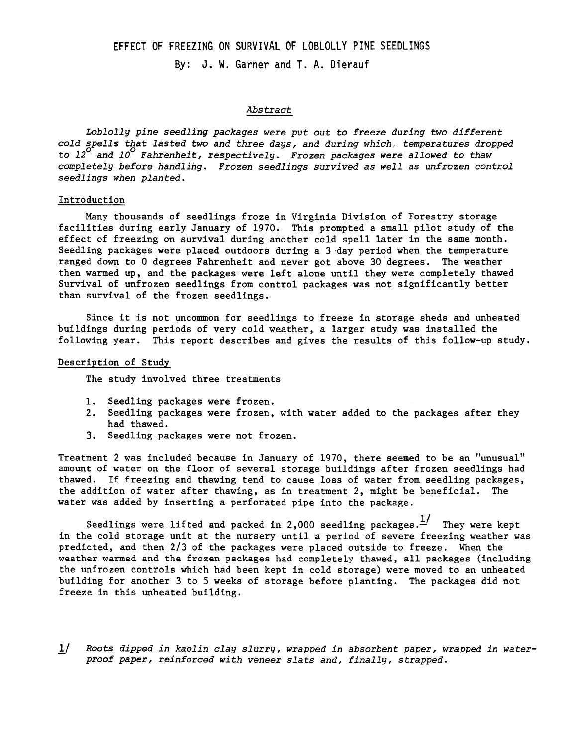# EFFECT OF FREEZING ON SURVIVAL OF LOBLOLLY PINE SEEDLINGS

By: J. W. Garner and T. A. Dierauf

## Abstract

*Loblolly pine seedling packages were put out to freeze during two different cold spells that lasted two and three days, and during which temperatures dropped to 12° and 10° Fahrenheit, respectively. Frozen packages were allowed to thaw completely before handling. Frozen seedlings survived as well as unfrozen control seedlings when planted.*

## Introduction

Many thousands of seedlings froze in Virginia Division of Forestry storage facilities during early January of 1970. This prompted a small pilot study of the effect of freezing on survival during another cold spell later in the same month. Seedling packages were placed outdoors during a 3 day period when the temperature ranged down to 0 degrees Fahrenheit and never got above 30 degrees. The weather then warmed up, and the packages were left alone until they were completely thawed Survival of unfrozen seedlings from control packages was not significantly better than survival of the frozen seedlings.

Since it is not uncommon for seedlings to freeze in storage sheds and unheated buildings during periods of very cold weather, a larger study was installed the following year. This report describes and gives the results of this follow-up study.

## Description of Study

The study involved three treatments

1. Seedling packages were frozen.
2. Seedling packages were frozen, with water added to the packages after they had thawed.
3. Seedling packages were not frozen.

Treatment 2 was included because in January of 1970, there seemed to be an "unusual" amount of water on the floor of several storage buildings after frozen seedlings had thawed. If freezing and thawing tend to cause loss of water from seedling packages, the addition of water after thawing, as in treatment 2, might be beneficial. The water was added by inserting a perforated pipe into the package.

Seedlings were lifted and packed in 2,000 seedling packages.[1] They were kept in the cold storage unit at the nursery until a period of severe freezing weather was predicted, and then 2/3 of the packages were placed outside to freeze. When the weather warmed and the frozen packages had completely thawed, all packages (including the unfrozen controls which had been kept in cold storage) were moved to an unheated building for another 3 to 5 weeks of storage before planting. The packages did not freeze in this unheated building.

[1] *Roots dipped in kaolin clay slurry, wrapped in absorbent paper, wrapped in waterproof paper, reinforced with veneer slats and, finally, strapped.*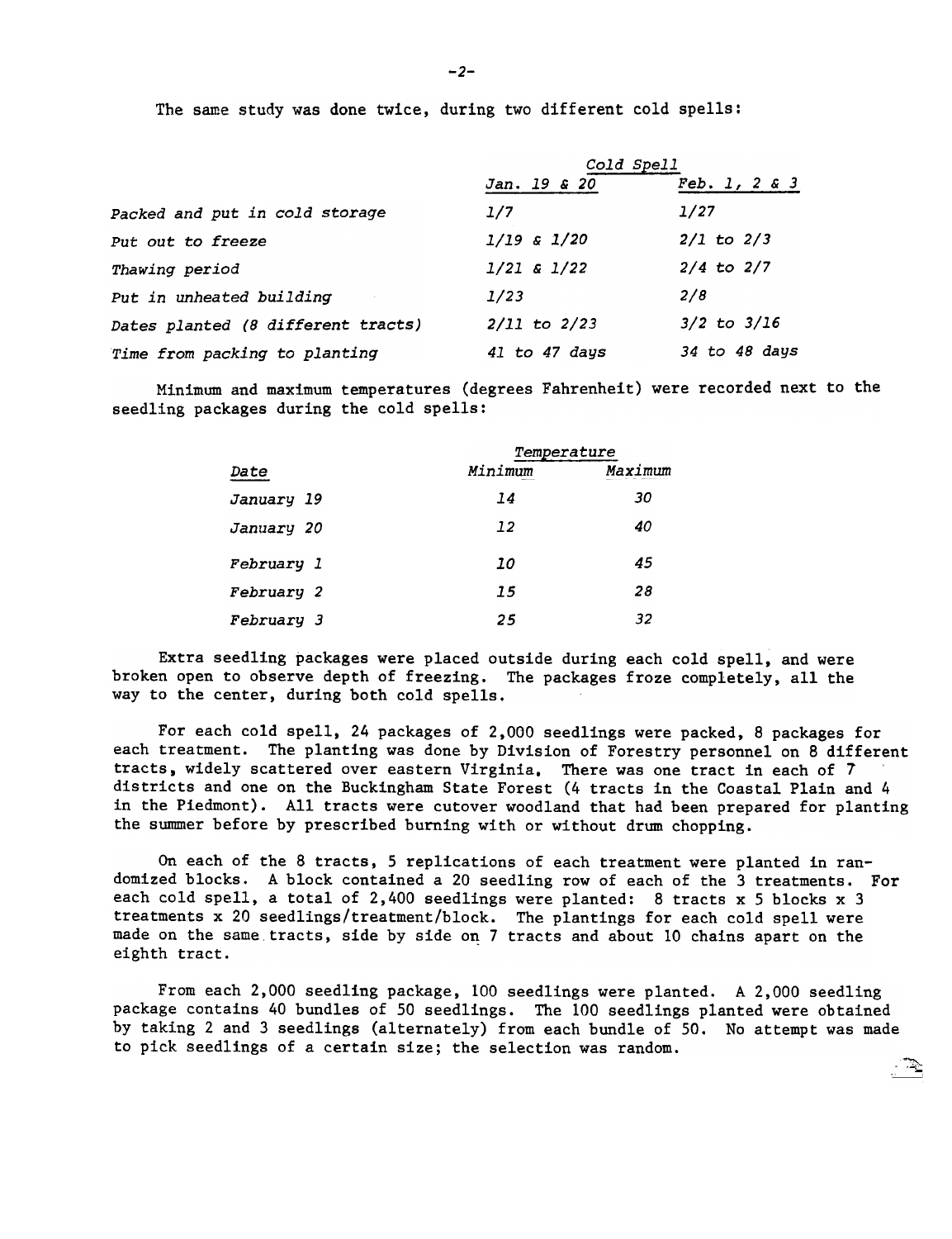The same study was done twice, during two different cold spells:

| | *Cold Spell* | |
|---|---|---|
| | *Jan. 19 & 20* | *Feb. 1, 2 & 3* |
| *Packed and put in cold storage* | *1/7* | *1/27* |
| *Put out to freeze* | *1/19 & 1/20* | *2/1 to 2/3* |
| *Thawing period* | *1/21 & 1/22* | *2/4 to 2/7* |
| *Put in unheated building* | *1/23* | *2/8* |
| *Dates planted (8 different tracts)* | *2/11 to 2/23* | *3/2 to 3/16* |
| *Time from packing to planting* | *41 to 47 days* | *34 to 48 days* |

Minimum and maximum temperatures (degrees Fahrenheit) were recorded next to the seedling packages during the cold spells:

| | *Temperature* | |
|---|---|---|
| *Date* | *Minimum* | *Maximum* |
| *January 19* | *14* | *30* |
| *January 20* | *12* | *40* |
| *February 1* | *10* | *45* |
| *February 2* | *15* | *28* |
| *February 3* | *25* | *32* |

Extra seedling packages were placed outside during each cold spell, and were broken open to observe depth of freezing. The packages froze completely, all the way to the center, during both cold spells.

For each cold spell, 24 packages of 2,000 seedlings were packed, 8 packages for each treatment. The planting was done by Division of Forestry personnel on 8 different tracts, widely scattered over eastern Virginia. There was one tract in each of 7 districts and one on the Buckingham State Forest (4 tracts in the Coastal Plain and 4 in the Piedmont). All tracts were cutover woodland that had been prepared for planting the summer before by prescribed burning with or without drum chopping.

On each of the 8 tracts, 5 replications of each treatment were planted in randomized blocks. A block contained a 20 seedling row of each of the 3 treatments. For each cold spell, a total of 2,400 seedlings were planted: 8 tracts x 5 blocks x 3 treatments x 20 seedlings/treatment/block. The plantings for each cold spell were made on the same tracts, side by side on 7 tracts and about 10 chains apart on the eighth tract.

From each 2,000 seedling package, 100 seedlings were planted. A 2,000 seedling package contains 40 bundles of 50 seedlings. The 100 seedlings planted were obtained by taking 2 and 3 seedlings (alternately) from each bundle of 50. No attempt was made to pick seedlings of a certain size; the selection was random.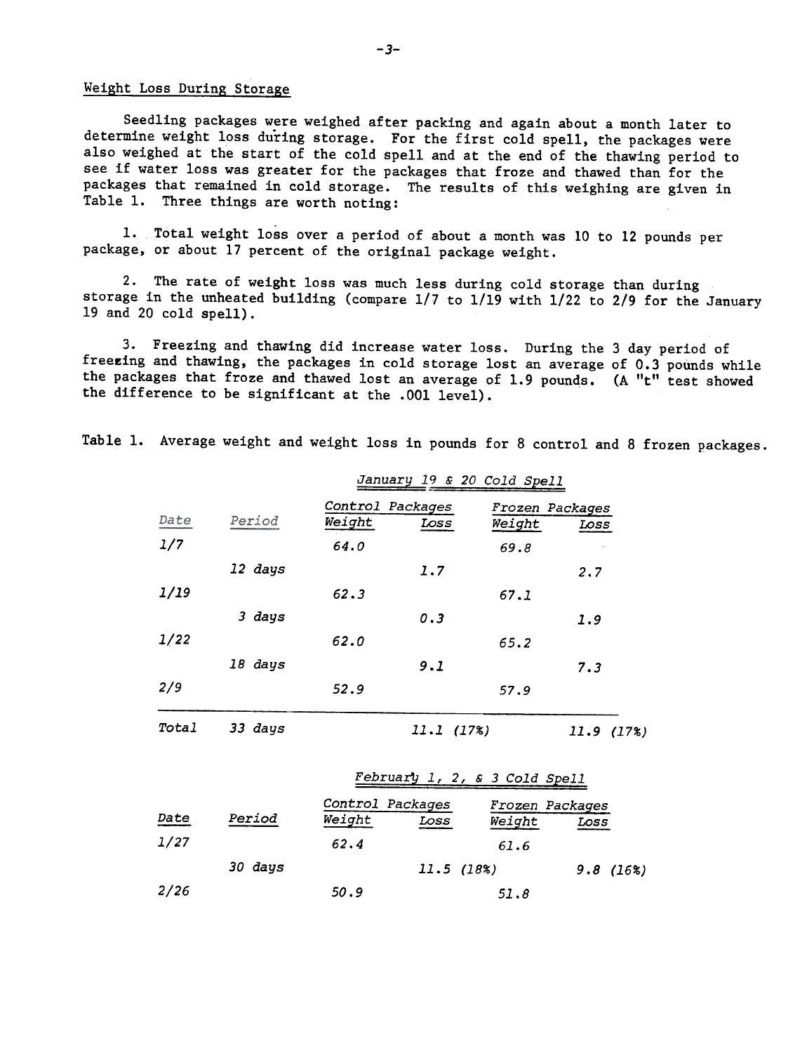## Weight Loss During Storage

Seedling packages were weighed after packing and again about a month later to determine weight loss during storage. For the first cold spell, the packages were also weighed at the start of the cold spell and at the end of the thawing period to see if water loss was greater for the packages that froze and thawed than for the packages that remained in cold storage. The results of this weighing are given in Table 1. Three things are worth noting:

1. Total weight loss over a period of about a month was 10 to 12 pounds per package, or about 17 percent of the original package weight.

2. The rate of weight loss was much less during cold storage than during storage in the unheated building (compare 1/7 to 1/19 with 1/22 to 2/9 for the January 19 and 20 cold spell).

3. Freezing and thawing did increase water loss. During the 3 day period of freezing and thawing, the packages in cold storage lost an average of 0.3 pounds while the packages that froze and thawed lost an average of 1.9 pounds. (A "t" test showed the difference to be significant at the .001 level).

Table 1. Average weight and weight loss in pounds for 8 control and 8 frozen packages.

*January 19 & 20 Cold Spell*

| | | Control Packages | | Frozen Packages | |
|---|---|---|---|---|---|
| *Date* | *Period* | *Weight* | *Loss* | *Weight* | *Loss* |
| 1/7 | | 64.0 | | 69.8 | |
| | 12 days | | 1.7 | | 2.7 |
| 1/19 | | 62.3 | | 67.1 | |
| | 3 days | | 0.3 | | 1.9 |
| 1/22 | | 62.0 | | 65.2 | |
| | 18 days | | 9.1 | | 7.3 |
| 2/9 | | 52.9 | | 57.9 | |
| *Total* | 33 days | | 11.1 (17%) | | 11.9 (17%) |

*February 1, 2, & 3 Cold Spell*

| | | Control Packages | | Frozen Packages | |
|---|---|---|---|---|---|
| *Date* | *Period* | *Weight* | *Loss* | *Weight* | *Loss* |
| 1/27 | | 62.4 | | 61.6 | |
| | 30 days | | 11.5 (18%) | | 9.8 (16%) |
| 2/26 | | 50.9 | | 51.8 | |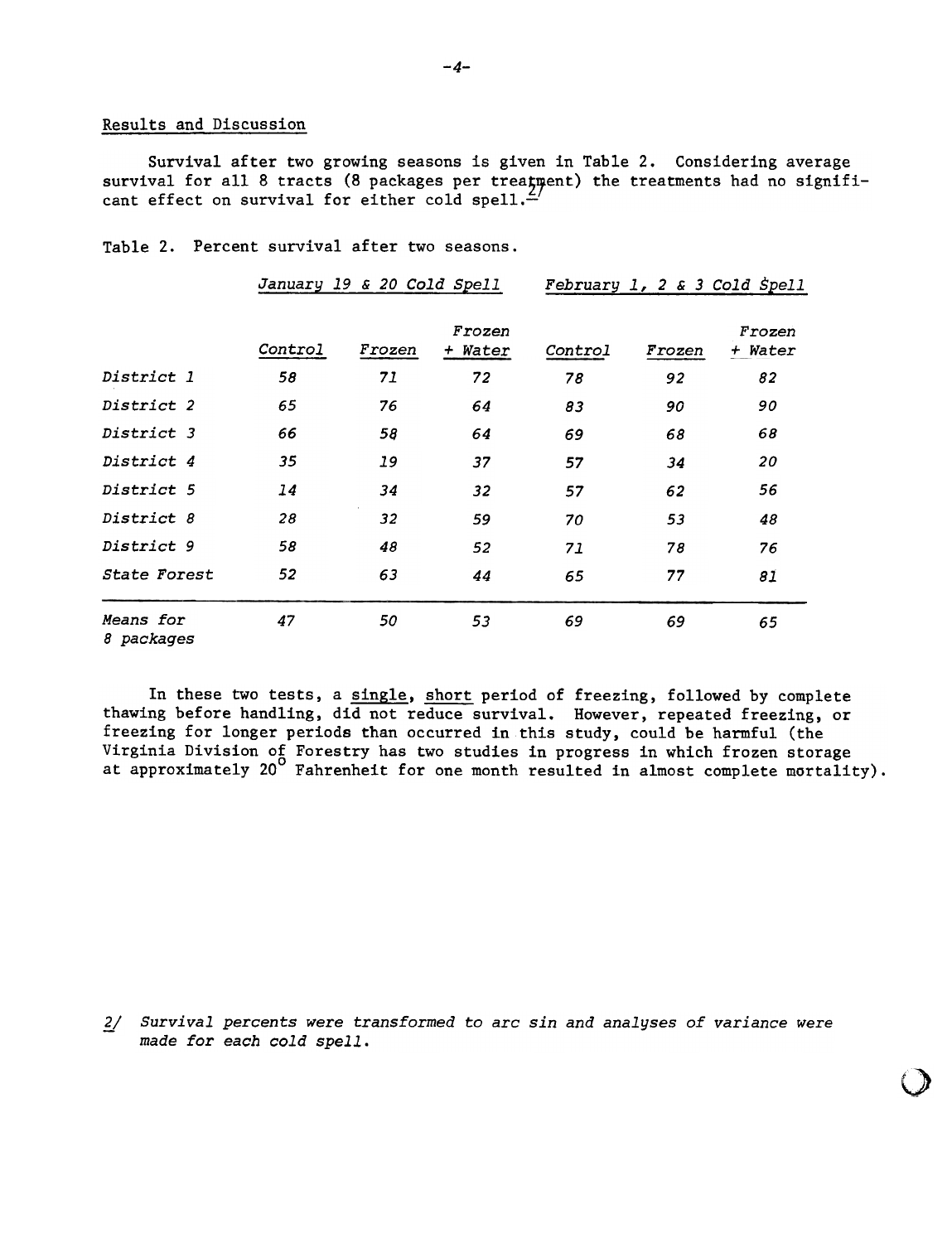## Results and Discussion

Survival after two growing seasons is given in Table 2. Considering average survival for all 8 tracts (8 packages per treatment) the treatments had no significant effect on survival for either cold spell.[2/]

Table 2. Percent survival after two seasons.

| | *January 19 & 20 Cold Spell* | | | *February 1, 2 & 3 Cold Spell* | | |
|---|---|---|---|---|---|---|
| | *Control* | *Frozen* | *Frozen + Water* | *Control* | *Frozen* | *Frozen + Water* |
| *District 1* | 58 | 71 | 72 | 78 | 92 | 82 |
| *District 2* | 65 | 76 | 64 | 83 | 90 | 90 |
| *District 3* | 66 | 58 | 64 | 69 | 68 | 68 |
| *District 4* | 35 | 19 | 37 | 57 | 34 | 20 |
| *District 5* | 14 | 34 | 32 | 57 | 62 | 56 |
| *District 8* | 28 | 32 | 59 | 70 | 53 | 48 |
| *District 9* | 58 | 48 | 52 | 71 | 78 | 76 |
| *State Forest* | 52 | 63 | 44 | 65 | 77 | 81 |
| *Means for 8 packages* | 47 | 50 | 53 | 69 | 69 | 65 |

In these two tests, a single, short period of freezing, followed by complete thawing before handling, did not reduce survival. However, repeated freezing, or freezing for longer periods than occurred in this study, could be harmful (the Virginia Division of Forestry has two studies in progress in which frozen storage at approximately 20° Fahrenheit for one month resulted in almost complete mortality).

---

2/ *Survival percents were transformed to arc sin and analyses of variance were made for each cold spell.*